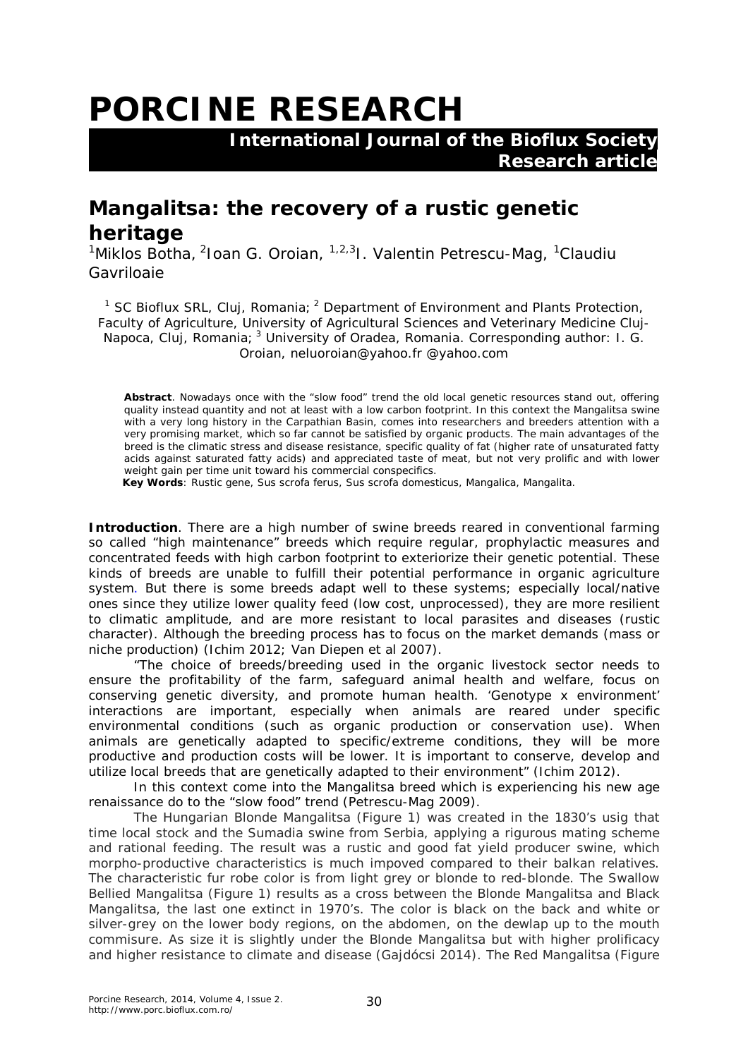# PORCINE RESEARCH

**International Journal of the Bioflux Society**
**Research article**

## Mangalitsa: the recovery of a rustic genetic heritage

[1]Miklos Botha, [2]Ioan G. Oroian, [1,2,3]I. Valentin Petrescu-Mag, [1]Claudiu Gavriloaie

[1] SC Bioflux SRL, Cluj, Romania; [2] Department of Environment and Plants Protection, Faculty of Agriculture, University of Agricultural Sciences and Veterinary Medicine Cluj-Napoca, Cluj, Romania; [3] University of Oradea, Romania. Corresponding author: I. G. Oroian, neluoroian@yahoo.fr @yahoo.com

**Abstract**. Nowadays once with the "slow food" trend the old local genetic resources stand out, offering quality instead quantity and not at least with a low carbon footprint. In this context the Mangalitsa swine with a very long history in the Carpathian Basin, comes into researchers and breeders attention with a very promising market, which so far cannot be satisfied by organic products. The main advantages of the breed is the climatic stress and disease resistance, specific quality of fat (higher rate of unsaturated fatty acids against saturated fatty acids) and appreciated taste of meat, but not very prolific and with lower weight gain per time unit toward his commercial conspecifics.

**Key Words**: Rustic gene, *Sus scrofa ferus*, *Sus scrofa domesticus*, Mangalica, Mangalita.

**Introduction**. There are a high number of swine breeds reared in conventional farming so called "high maintenance" breeds which require regular, prophylactic measures and concentrated feeds with high carbon footprint to exteriorize their genetic potential. These kinds of breeds are unable to fulfill their potential performance in organic agriculture system. But there is some breeds adapt well to these systems; especially local/native ones since they utilize lower quality feed (low cost, unprocessed), they are more resilient to climatic amplitude, and are more resistant to local parasites and diseases (rustic character). Although the breeding process has to focus on the market demands (mass or niche production) (Ichim 2012; Van Diepen et al 2007).

"The choice of breeds/breeding used in the organic livestock sector needs to ensure the profitability of the farm, safeguard animal health and welfare, focus on conserving genetic diversity, and promote human health. 'Genotype x environment' interactions are important, especially when animals are reared under specific environmental conditions (such as organic production or conservation use). When animals are genetically adapted to specific/extreme conditions, they will be more productive and production costs will be lower. It is important to conserve, develop and utilize local breeds that are genetically adapted to their environment" (Ichim 2012).

In this context come into the Mangalitsa breed which is experiencing his new age renaissance do to the "slow food" trend (Petrescu-Mag 2009).

The Hungarian Blonde Mangalitsa (Figure 1) was created in the 1830's usig that time local stock and the Sumadia swine from Serbia, applying a rigurous mating scheme and rational feeding. The result was a rustic and good fat yield producer swine, which morpho-productive characteristics is much impoved compared to their balkan relatives. The characteristic fur robe color is from light grey or blonde to red-blonde. The Swallow Bellied Mangalitsa (Figure 1) results as a cross between the Blonde Mangalitsa and Black Mangalitsa, the last one extinct in 1970's. The color is black on the back and white or silver-grey on the lower body regions, on the abdomen, on the dewlap up to the mouth commisure. As size it is slightly under the Blonde Mangalitsa but with higher prolificacy and higher resistance to climate and disease (Gajdócsi 2014). The Red Mangalitsa (Figure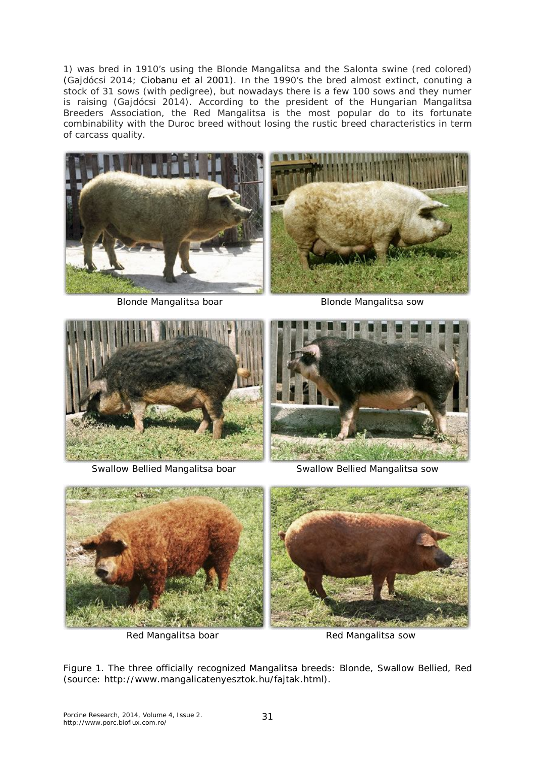1) was bred in 1910's using the Blonde Mangalitsa and the Salonta swine (red colored) (Gajdócsi 2014; Ciobanu et al 2001). In the 1990's the bred almost extinct, conuting a stock of 31 sows (with pedigree), but nowadays there is a few 100 sows and they numer is raising (Gajdócsi 2014). According to the president of the Hungarian Mangalitsa Breeders Association, the Red Mangalitsa is the most popular do to its fortunate combinability with the Duroc breed without losing the rustic breed characteristics in term of carcass quality.

Blonde Mangalitsa boar

Blonde Mangalitsa sow

Swallow Bellied Mangalitsa boar

Swallow Bellied Mangalitsa sow

Red Mangalitsa boar

Red Mangalitsa sow

Figure 1. The three officially recognized Mangalitsa breeds: Blonde, Swallow Bellied, Red (source: http://www.mangalicatenyesztok.hu/fajtak.html).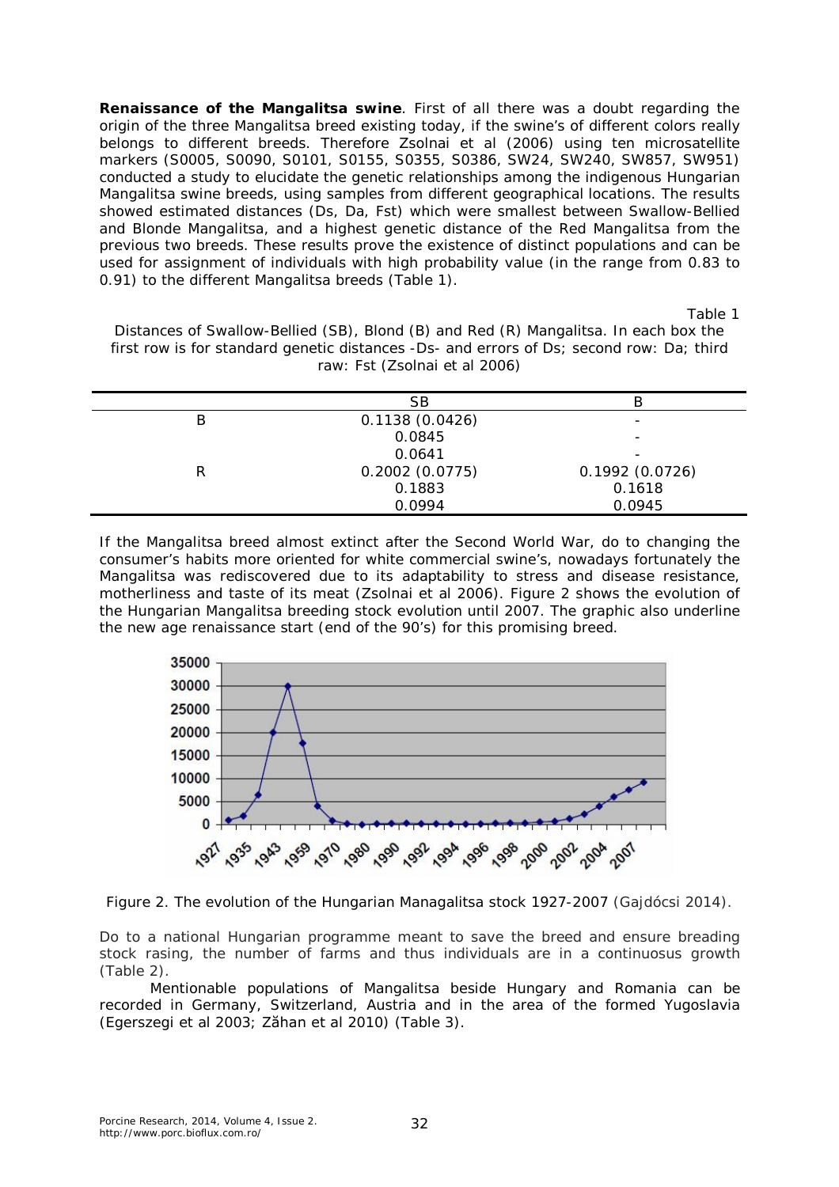**Renaissance of the Mangalitsa swine**. First of all there was a doubt regarding the origin of the three Mangalitsa breed existing today, if the swine's of different colors really belongs to different breeds. Therefore Zsolnai et al (2006) using ten microsatellite markers (S0005, S0090, S0101, S0155, S0355, S0386, SW24, SW240, SW857, SW951) conducted a study to elucidate the genetic relationships among the indigenous Hungarian Mangalitsa swine breeds, using samples from different geographical locations. The results showed estimated distances (Ds, Da, Fst) which were smallest between Swallow-Bellied and Blonde Mangalitsa, and a highest genetic distance of the Red Mangalitsa from the previous two breeds. These results prove the existence of distinct populations and can be used for assignment of individuals with high probability value (in the range from 0.83 to 0.91) to the different Mangalitsa breeds (Table 1).

Table 1

Distances of Swallow-Bellied (SB), Blond (B) and Red (R) Mangalitsa. In each box the first row is for standard genetic distances -Ds- and errors of Ds; second row: Da; third raw: Fst (Zsolnai et al 2006)

| | SB | B |
|---|---|---|
| B | 0.1138 (0.0426) | - |
| | 0.0845 | - |
| | 0.0641 | - |
| R | 0.2002 (0.0775) | 0.1992 (0.0726) |
| | 0.1883 | 0.1618 |
| | 0.0994 | 0.0945 |

If the Mangalitsa breed almost extinct after the Second World War, do to changing the consumer's habits more oriented for white commercial swine's, nowadays fortunately the Mangalitsa was rediscovered due to its adaptability to stress and disease resistance, motherliness and taste of its meat (Zsolnai et al 2006). Figure 2 shows the evolution of the Hungarian Mangalitsa breeding stock evolution until 2007. The graphic also underline the new age renaissance start (end of the 90's) for this promising breed.

35000
30000
25000
20000
15000
10000
5000
0

1927 1935 1943 1959 1970 1980 1990 1992 1994 1996 1998 2000 2002 2004 2007

Figure 2. The evolution of the Hungarian Managalitsa stock 1927-2007 (Gajdócsi 2014).

Do to a national Hungarian programme meant to save the breed and ensure breading stock rasing, the number of farms and thus individuals are in a continuosus growth (Table 2).

Mentionable populations of Mangalitsa beside Hungary and Romania can be recorded in Germany, Switzerland, Austria and in the area of the formed Yugoslavia (Egerszegi et al 2003; Zăhan et al 2010) (Table 3).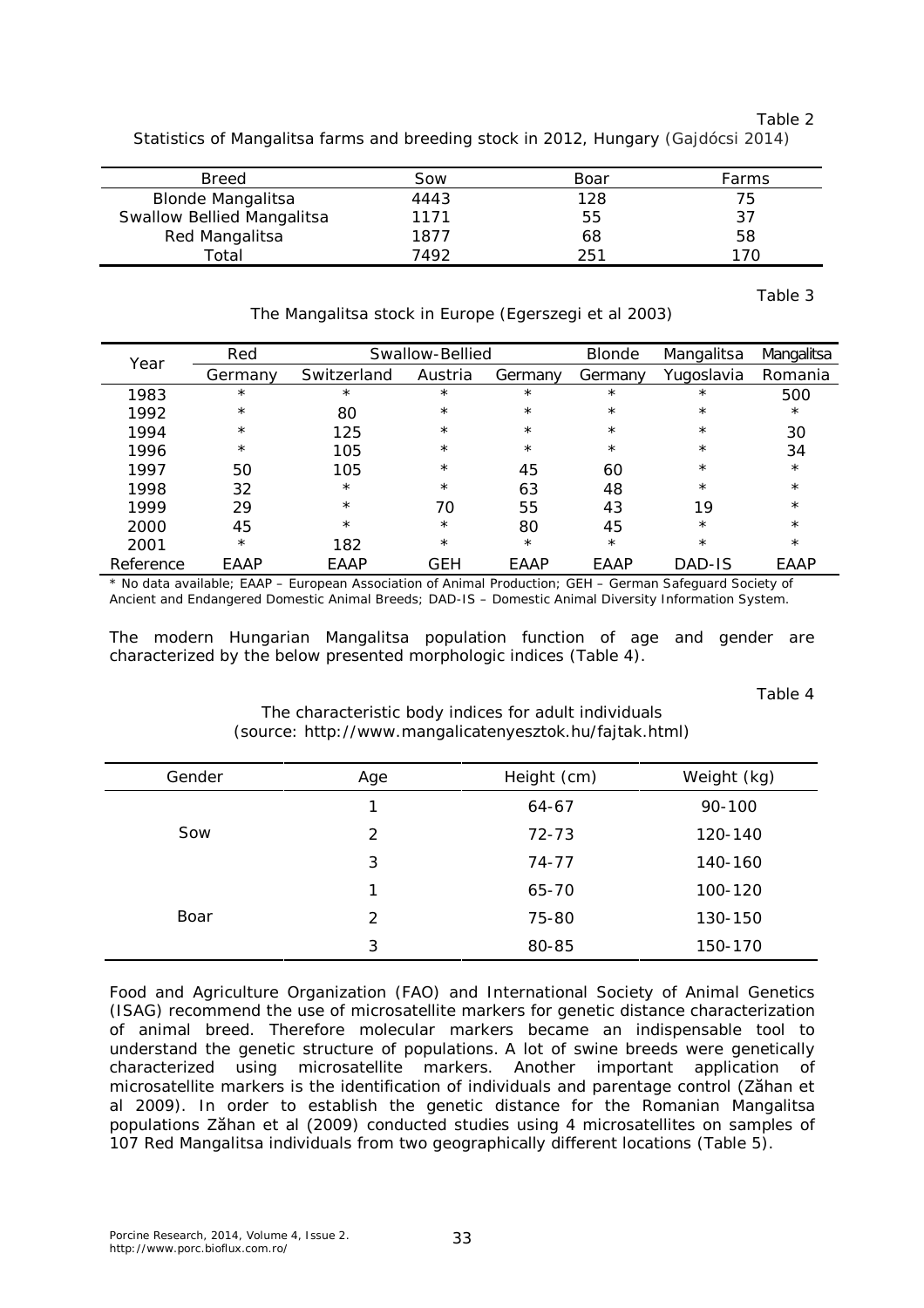Table 2

Statistics of Mangalitsa farms and breeding stock in 2012, Hungary (Gajdócsi 2014)

| Breed | Sow | Boar | Farms |
|---|---|---|---|
| Blonde Mangalitsa | 4443 | 128 | 75 |
| Swallow Bellied Mangalitsa | 1171 | 55 | 37 |
| Red Mangalitsa | 1877 | 68 | 58 |
| Total | 7492 | 251 | 170 |

Table 3

The Mangalitsa stock in Europe (Egerszegi et al 2003)

| Year | Red | Swallow-Bellied | | | Blonde | Mangalitsa | Mangalitsa |
|---|---|---|---|---|---|---|---|
| | Germany | Switzerland | Austria | Germany | Germany | Yugoslavia | Romania |
| 1983 | * | * | * | * | * | * | 500 |
| 1992 | * | 80 | * | * | * | * | * |
| 1994 | * | 125 | * | * | * | * | 30 |
| 1996 | * | 105 | * | * | * | * | 34 |
| 1997 | 50 | 105 | * | 45 | 60 | * | * |
| 1998 | 32 | * | * | 63 | 48 | * | * |
| 1999 | 29 | * | 70 | 55 | 43 | 19 | * |
| 2000 | 45 | * | * | 80 | 45 | * | * |
| 2001 | * | 182 | * | * | * | * | * |
| Reference | EAAP | EAAP | GEH | EAAP | EAAP | DAD-IS | EAAP |

* No data available; EAAP – European Association of Animal Production; GEH – German Safeguard Society of Ancient and Endangered Domestic Animal Breeds; DAD-IS – Domestic Animal Diversity Information System.

The modern Hungarian Mangalitsa population function of age and gender are characterized by the below presented morphologic indices (Table 4).

Table 4

The characteristic body indices for adult individuals
(source: http://www.mangalicatenyesztok.hu/fajtak.html)

| Gender | Age | Height (cm) | Weight (kg) |
|---|---|---|---|
| Sow | 1 | 64-67 | 90-100 |
| | 2 | 72-73 | 120-140 |
| | 3 | 74-77 | 140-160 |
| Boar | 1 | 65-70 | 100-120 |
| | 2 | 75-80 | 130-150 |
| | 3 | 80-85 | 150-170 |

Food and Agriculture Organization (FAO) and International Society of Animal Genetics (ISAG) recommend the use of microsatellite markers for genetic distance characterization of animal breed. Therefore molecular markers became an indispensable tool to understand the genetic structure of populations. A lot of swine breeds were genetically characterized using microsatellite markers. Another important application of microsatellite markers is the identification of individuals and parentage control (Zăhan et al 2009). In order to establish the genetic distance for the Romanian Mangalitsa populations Zăhan et al (2009) conducted studies using 4 microsatellites on samples of 107 Red Mangalitsa individuals from two geographically different locations (Table 5).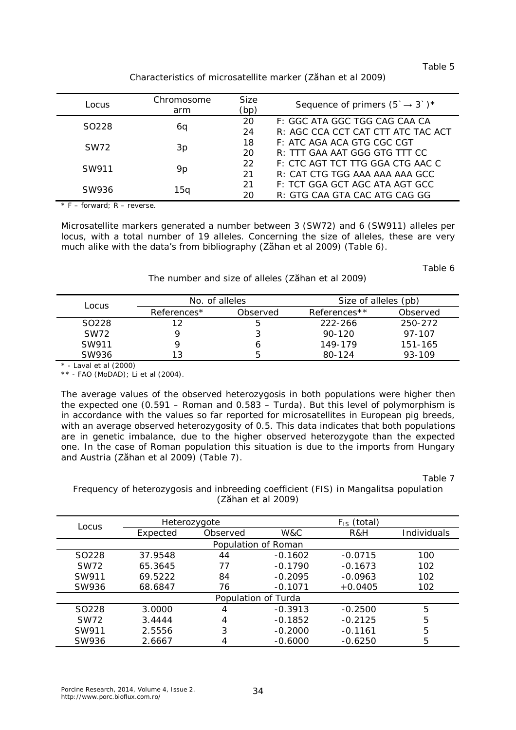Table 5

Characteristics of microsatellite marker (Zăhan et al 2009)

| Locus | Chromosome arm | Size (bp) | Sequence of primers (5`→ 3`)* |
|---|---|---|---|
| SO228 | 6q | 20 | F: GGC ATA GGC TGG CAG CAA CA |
| | | 24 | R: AGC CCA CCT CAT CTT ATC TAC ACT |
| SW72 | 3p | 18 | F: ATC AGA ACA GTG CGC CGT |
| | | 20 | R: TTT GAA AAT GGG GTG TTT CC |
| SW911 | 9p | 22 | F: CTC AGT TCT TTG GGA CTG AAC C |
| | | 21 | R: CAT CTG TGG AAA AAA AAA GCC |
| SW936 | 15q | 21 | F: TCT GGA GCT AGC ATA AGT GCC |
| | | 20 | R: GTG CAA GTA CAC ATG CAG GG |

* F – forward; R – reverse.

Microsatellite markers generated a number between 3 (SW72) and 6 (SW911) alleles per locus, with a total number of 19 alleles. Concerning the size of alleles, these are very much alike with the data's from bibliography (Zăhan et al 2009) (Table 6).

Table 6

The number and size of alleles (Zăhan et al 2009)

| Locus | No. of alleles | | Size of alleles (pb) | |
|---|---|---|---|---|
| | References* | Observed | References** | Observed |
| SO228 | 12 | 5 | 222-266 | 250-272 |
| SW72 | 9 | 3 | 90-120 | 97-107 |
| SW911 | 9 | 6 | 149-179 | 151-165 |
| SW936 | 13 | 5 | 80-124 | 93-109 |

* - Laval et al (2000)

** - FAO (MoDAD); Li et al (2004).

The average values of the observed heterozygosis in both populations were higher then the expected one (0.591 – Roman and 0.583 – Turda). But this level of polymorphism is in accordance with the values so far reported for microsatellites in European pig breeds, with an average observed heterozygosity of 0.5. This data indicates that both populations are in genetic imbalance, due to the higher observed heterozygote than the expected one. In the case of Roman population this situation is due to the imports from Hungary and Austria (Zăhan et al 2009) (Table 7).

Table 7

Frequency of heterozygosis and inbreeding coefficient (FIS) in Mangalitsa population (Zăhan et al 2009)

| Locus | Heterozygote | | $F_{IS}$ (total) | | |
|---|---|---|---|---|---|
| | Expected | Observed | W&C | R&H | Individuals |
| Population of Roman | | | | | |
| SO228 | 37.9548 | 44 | -0.1602 | -0.0715 | 100 |
| SW72 | 65.3645 | 77 | -0.1790 | -0.1673 | 102 |
| SW911 | 69.5222 | 84 | -0.2095 | -0.0963 | 102 |
| SW936 | 68.6847 | 76 | -0.1071 | +0.0405 | 102 |
| Population of Turda | | | | | |
| SO228 | 3.0000 | 4 | -0.3913 | -0.2500 | 5 |
| SW72 | 3.4444 | 4 | -0.1852 | -0.2125 | 5 |
| SW911 | 2.5556 | 3 | -0.2000 | -0.1161 | 5 |
| SW936 | 2.6667 | 4 | -0.6000 | -0.6250 | 5 |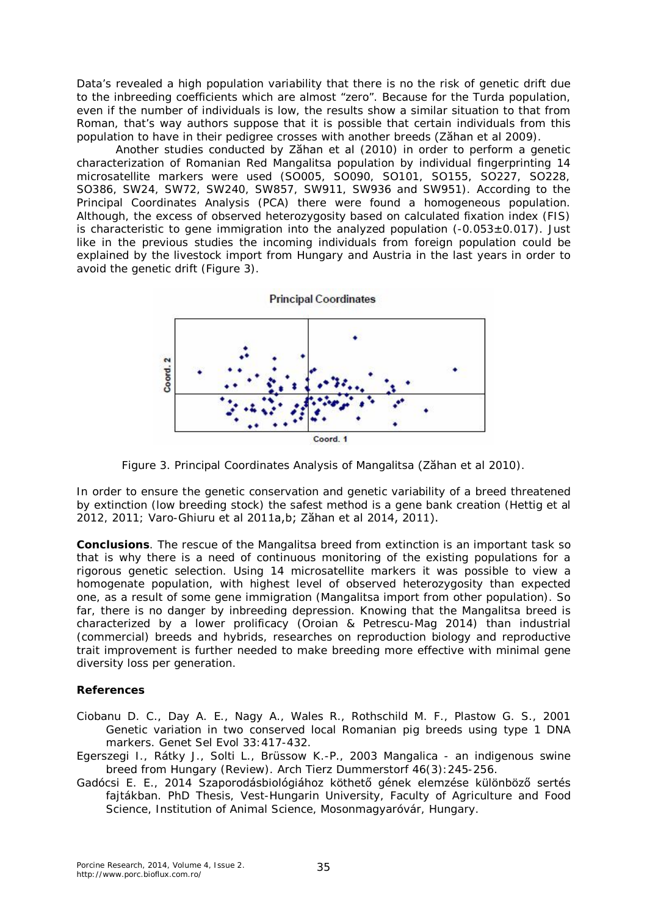Data's revealed a high population variability that there is no the risk of genetic drift due to the inbreeding coefficients which are almost "zero". Because for the Turda population, even if the number of individuals is low, the results show a similar situation to that from Roman, that's way authors suppose that it is possible that certain individuals from this population to have in their pedigree crosses with another breeds (Zăhan et al 2009).

Another studies conducted by Zăhan et al (2010) in order to perform a genetic characterization of Romanian Red Mangalitsa population by individual fingerprinting 14 microsatellite markers were used (SO005, SO090, SO101, SO155, SO227, SO228, SO386, SW24, SW72, SW240, SW857, SW911, SW936 and SW951). According to the Principal Coordinates Analysis (PCA) there were found a homogeneous population. Although, the excess of observed heterozygosity based on calculated fixation index (FIS) is characteristic to gene immigration into the analyzed population ($-0.053\pm0.017$). Just like in the previous studies the incoming individuals from foreign population could be explained by the livestock import from Hungary and Austria in the last years in order to avoid the genetic drift (Figure 3).

Principal Coordinates

Coord. 2

Coord. 1

Figure 3. Principal Coordinates Analysis of Mangalitsa (Zăhan et al 2010).

In order to ensure the genetic conservation and genetic variability of a breed threatened by extinction (low breeding stock) the safest method is a gene bank creation (Hettig et al 2012, 2011; Varo-Ghiuru et al 2011a,b; Zăhan et al 2014, 2011).

**Conclusions**. The rescue of the Mangalitsa breed from extinction is an important task so that is why there is a need of continuous monitoring of the existing populations for a rigorous genetic selection. Using 14 microsatellite markers it was possible to view a homogenate population, with highest level of observed heterozygosity than expected one, as a result of some gene immigration (Mangalitsa import from other population). So far, there is no danger by inbreeding depression. Knowing that the Mangalitsa breed is characterized by a lower prolificacy (Oroian & Petrescu-Mag 2014) than industrial (commercial) breeds and hybrids, researches on reproduction biology and reproductive trait improvement is further needed to make breeding more effective with minimal gene diversity loss per generation.

**References**

Ciobanu D. C., Day A. E., Nagy A., Wales R., Rothschild M. F., Plastow G. S., 2001 Genetic variation in two conserved local Romanian pig breeds using type 1 DNA markers. Genet Sel Evol 33:417-432.

Egerszegi I., Rátky J., Solti L., Brüssow K.-P., 2003 Mangalica - an indigenous swine breed from Hungary (Review). Arch Tierz Dummerstorf 46(3):245-256.

Gadócsi E. E., 2014 Szaporodásbiológiához köthető gének elemzése különböző sertés fajtákban. PhD Thesis, Vest-Hungarin University, Faculty of Agriculture and Food Science, Institution of Animal Science, Mosonmagyaróvár, Hungary.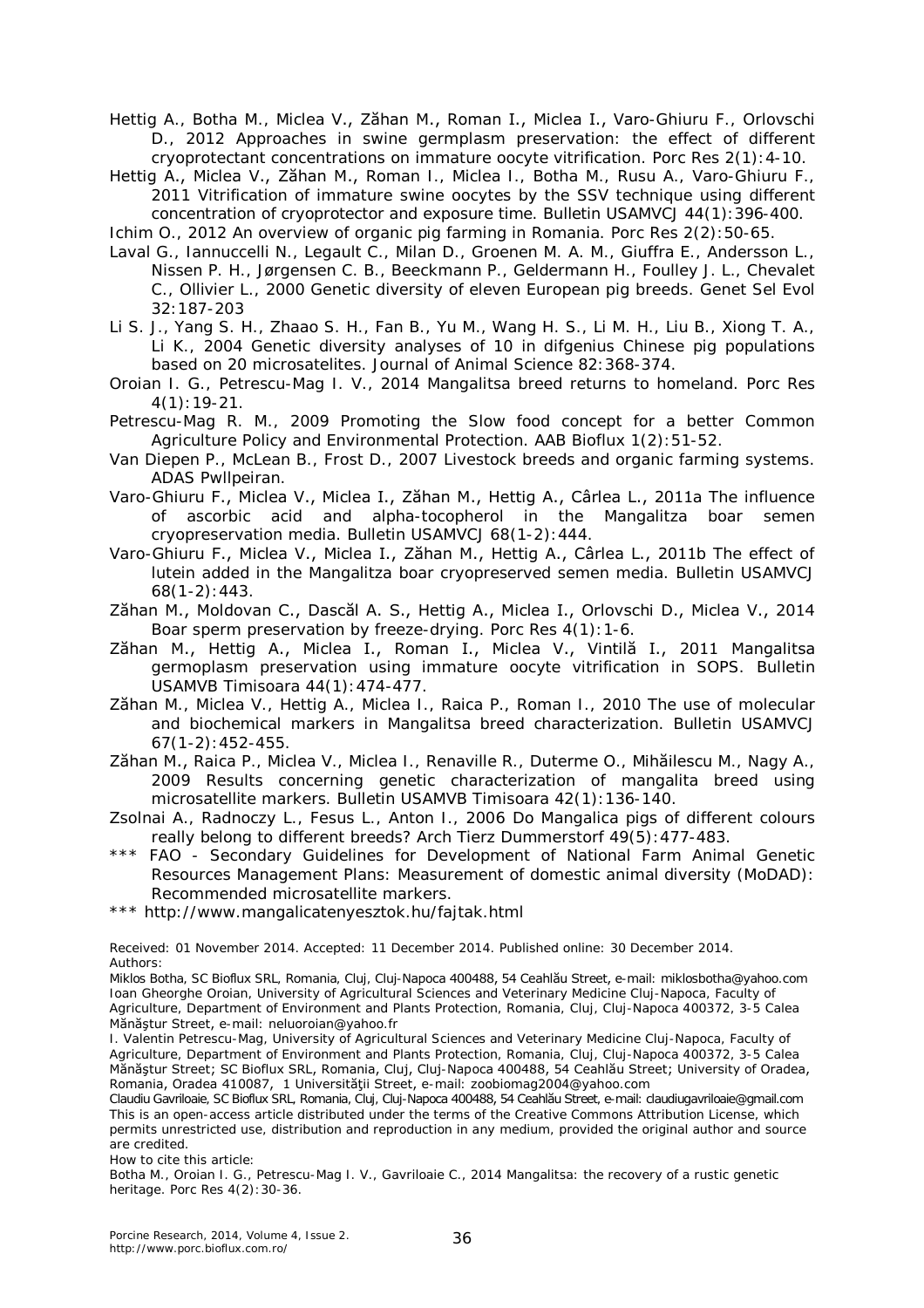Hettig A., Botha M., Miclea V., Zăhan M., Roman I., Miclea I., Varo-Ghiuru F., Orlovschi D., 2012 Approaches in swine germplasm preservation: the effect of different cryoprotectant concentrations on immature oocyte vitrification. Porc Res 2(1):4-10.

Hettig A., Miclea V., Zăhan M., Roman I., Miclea I., Botha M., Rusu A., Varo-Ghiuru F., 2011 Vitrification of immature swine oocytes by the SSV technique using different concentration of cryoprotector and exposure time. Bulletin USAMVCJ 44(1):396-400.

Ichim O., 2012 An overview of organic pig farming in Romania. Porc Res 2(2):50-65.

Laval G., Iannuccelli N., Legault C., Milan D., Groenen M. A. M., Giuffra E., Andersson L., Nissen P. H., Jørgensen C. B., Beeckmann P., Geldermann H., Foulley J. L., Chevalet C., Ollivier L., 2000 Genetic diversity of eleven European pig breeds. Genet Sel Evol 32:187-203

Li S. J., Yang S. H., Zhaao S. H., Fan B., Yu M., Wang H. S., Li M. H., Liu B., Xiong T. A., Li K., 2004 Genetic diversity analyses of 10 in difgenius Chinese pig populations based on 20 microsatelites. Journal of Animal Science 82:368-374.

Oroian I. G., Petrescu-Mag I. V., 2014 Mangalitsa breed returns to homeland. Porc Res 4(1):19-21.

Petrescu-Mag R. M., 2009 Promoting the Slow food concept for a better Common Agriculture Policy and Environmental Protection. AAB Bioflux 1(2):51-52.

Van Diepen P., McLean B., Frost D., 2007 Livestock breeds and organic farming systems. ADAS Pwllpeiran.

Varo-Ghiuru F., Miclea V., Miclea I., Zăhan M., Hettig A., Cârlea L., 2011a The influence of ascorbic acid and alpha-tocopherol in the Mangalitza boar semen cryopreservation media. Bulletin USAMVCJ 68(1-2):444.

Varo-Ghiuru F., Miclea V., Miclea I., Zăhan M., Hettig A., Cârlea L., 2011b The effect of lutein added in the Mangalitza boar cryopreserved semen media. Bulletin USAMVCJ 68(1-2):443.

Zăhan M., Moldovan C., Dascăl A. S., Hettig A., Miclea I., Orlovschi D., Miclea V., 2014 Boar sperm preservation by freeze-drying. Porc Res 4(1):1-6.

Zăhan M., Hettig A., Miclea I., Roman I., Miclea V., Vintilă I., 2011 Mangalitsa germoplasm preservation using immature oocyte vitrification in SOPS. Bulletin USAMVB Timisoara 44(1):474-477.

Zăhan M., Miclea V., Hettig A., Miclea I., Raica P., Roman I., 2010 The use of molecular and biochemical markers in Mangalitsa breed characterization. Bulletin USAMVCJ 67(1-2):452-455.

Zăhan M., Raica P., Miclea V., Miclea I., Renaville R., Duterme O., Mihăilescu M., Nagy A., 2009 Results concerning genetic characterization of mangalita breed using microsatellite markers. Bulletin USAMVB Timisoara 42(1):136-140.

Zsolnai A., Radnoczy L., Fesus L., Anton I., 2006 Do Mangalica pigs of different colours really belong to different breeds? Arch Tierz Dummerstorf 49(5):477-483.

*** FAO - Secondary Guidelines for Development of National Farm Animal Genetic Resources Management Plans: Measurement of domestic animal diversity (MoDAD): Recommended microsatellite markers.

*** http://www.mangalicatenyesztok.hu/fajtak.html

Received: 01 November 2014. Accepted: 11 December 2014. Published online: 30 December 2014.

Authors:

Miklos Botha, SC Bioflux SRL, Romania, Cluj, Cluj-Napoca 400488, 54 Ceahlău Street, e-mail: miklosbotha@yahoo.com

Ioan Gheorghe Oroian, University of Agricultural Sciences and Veterinary Medicine Cluj-Napoca, Faculty of Agriculture, Department of Environment and Plants Protection, Romania, Cluj, Cluj-Napoca 400372, 3-5 Calea Mănăştur Street, e-mail: neluoroian@yahoo.fr

I. Valentin Petrescu-Mag, University of Agricultural Sciences and Veterinary Medicine Cluj-Napoca, Faculty of Agriculture, Department of Environment and Plants Protection, Romania, Cluj, Cluj-Napoca 400372, 3-5 Calea Mănăştur Street; SC Bioflux SRL, Romania, Cluj, Cluj-Napoca 400488, 54 Ceahlău Street; University of Oradea, Romania, Oradea 410087, 1 Universităţii Street, e-mail: zoobiomag2004@yahoo.com

Claudiu Gavriloaie, SC Bioflux SRL, Romania, Cluj, Cluj-Napoca 400488, 54 Ceahlău Street, e-mail: claudiugavriloaie@gmail.com

This is an open-access article distributed under the terms of the Creative Commons Attribution License, which permits unrestricted use, distribution and reproduction in any medium, provided the original author and source are credited.

How to cite this article:

Botha M., Oroian I. G., Petrescu-Mag I. V., Gavriloaie C., 2014 Mangalitsa: the recovery of a rustic genetic heritage. Porc Res 4(2):30-36.